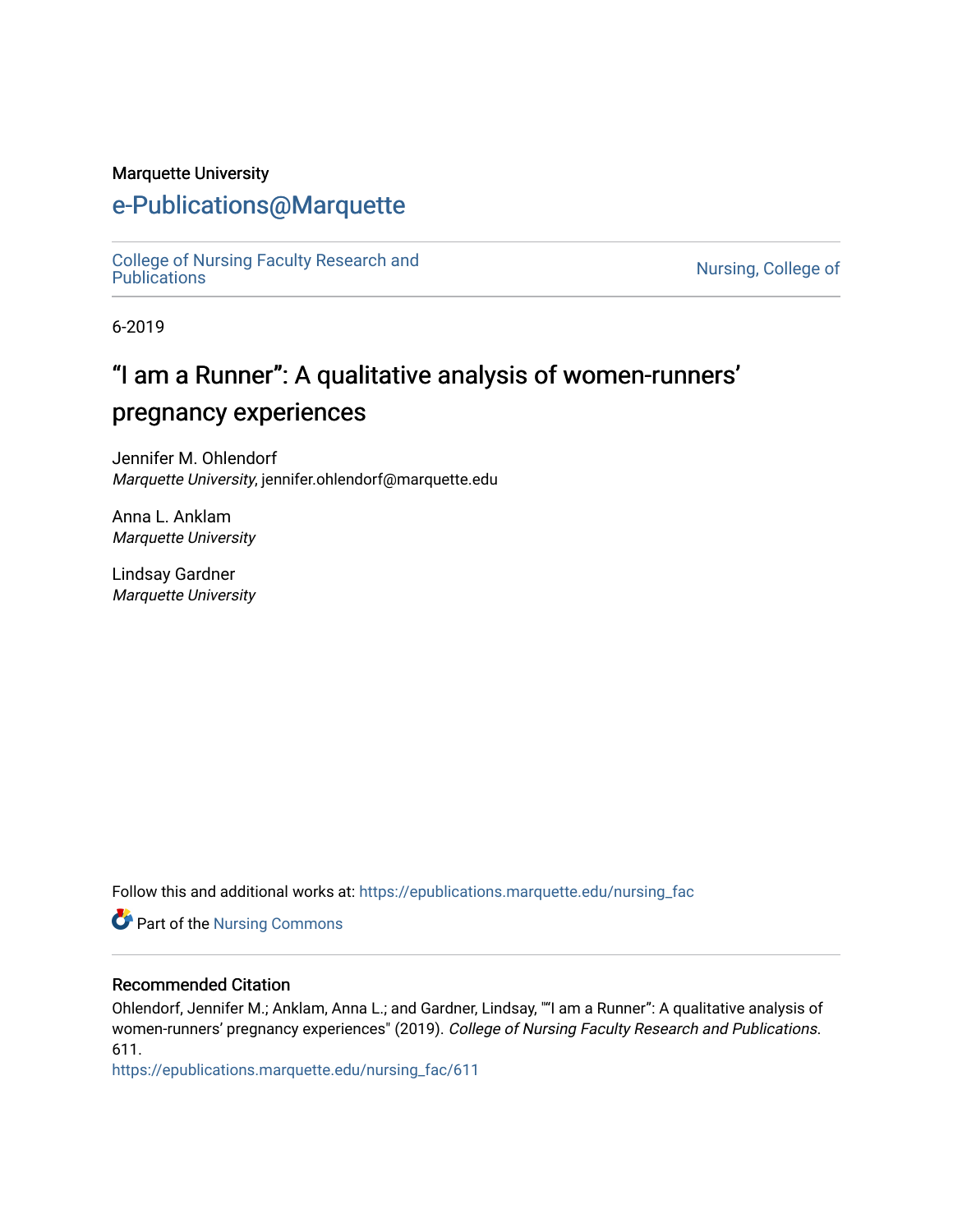Marquette University

# e-Publications@Marquette

College of Nursing Faculty Research and Publications

Nursing, College of

6-2019

# "I am a Runner": A qualitative analysis of women-runners' pregnancy experiences

Jennifer M. Ohlendorf
*Marquette University*, jennifer.ohlendorf@marquette.edu

Anna L. Anklam
*Marquette University*

Lindsay Gardner
*Marquette University*

Follow this and additional works at: https://epublications.marquette.edu/nursing_fac

Part of the Nursing Commons

## Recommended Citation

Ohlendorf, Jennifer M.; Anklam, Anna L.; and Gardner, Lindsay, ""I am a Runner": A qualitative analysis of women-runners' pregnancy experiences" (2019). *College of Nursing Faculty Research and Publications*. 611.
https://epublications.marquette.edu/nursing_fac/611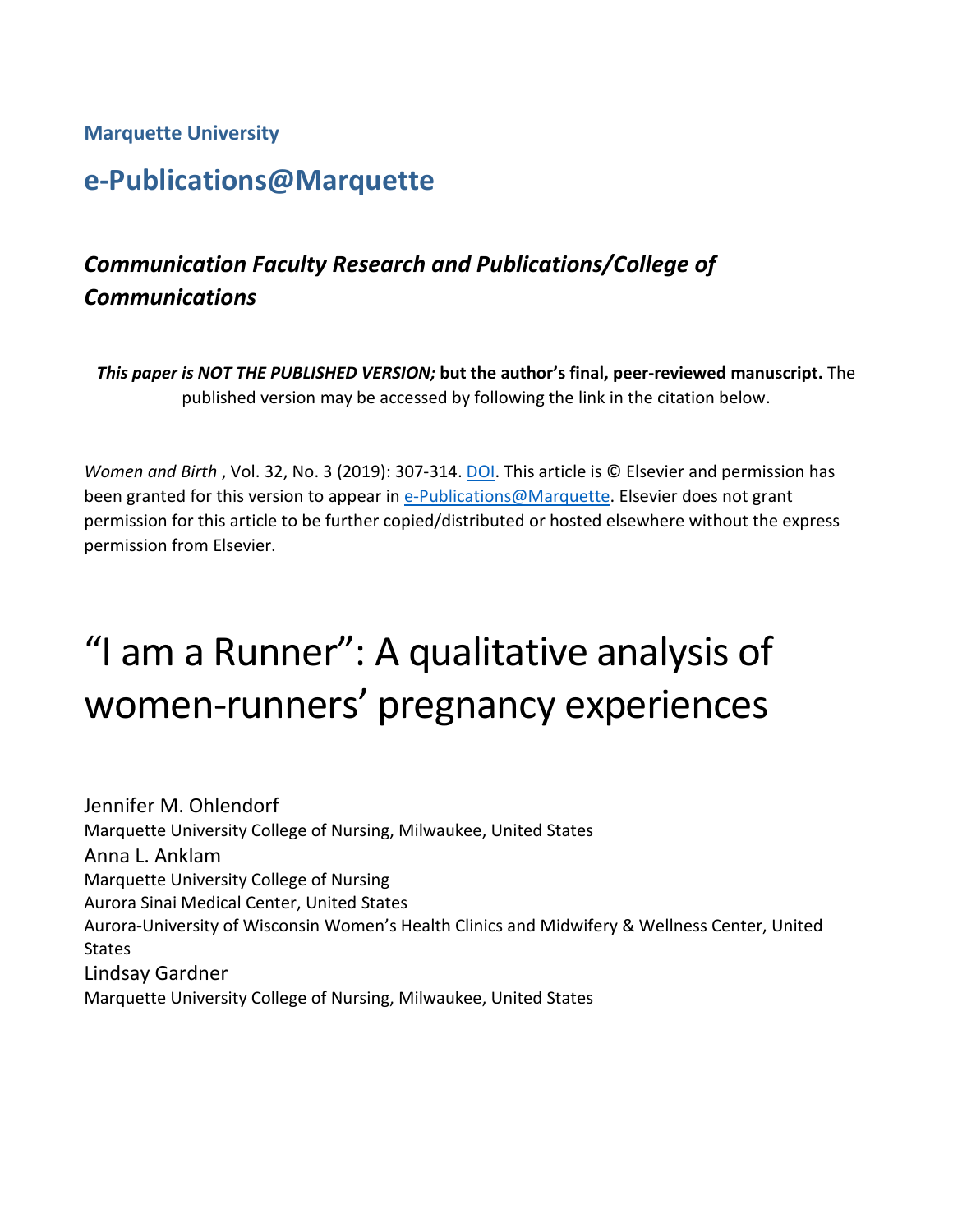**Marquette University**

## e-Publications@Marquette

### *Communication Faculty Research and Publications/College of Communications*

***This paper is NOT THE PUBLISHED VERSION;*** **but the author's final, peer-reviewed manuscript.** The published version may be accessed by following the link in the citation below.

*Women and Birth* , Vol. 32, No. 3 (2019): 307-314. DOI. This article is © Elsevier and permission has been granted for this version to appear in e-Publications@Marquette. Elsevier does not grant permission for this article to be further copied/distributed or hosted elsewhere without the express permission from Elsevier.

# "I am a Runner": A qualitative analysis of women-runners' pregnancy experiences

Jennifer M. Ohlendorf
Marquette University College of Nursing, Milwaukee, United States

Anna L. Anklam
Marquette University College of Nursing
Aurora Sinai Medical Center, United States
Aurora-University of Wisconsin Women's Health Clinics and Midwifery & Wellness Center, United States

Lindsay Gardner
Marquette University College of Nursing, Milwaukee, United States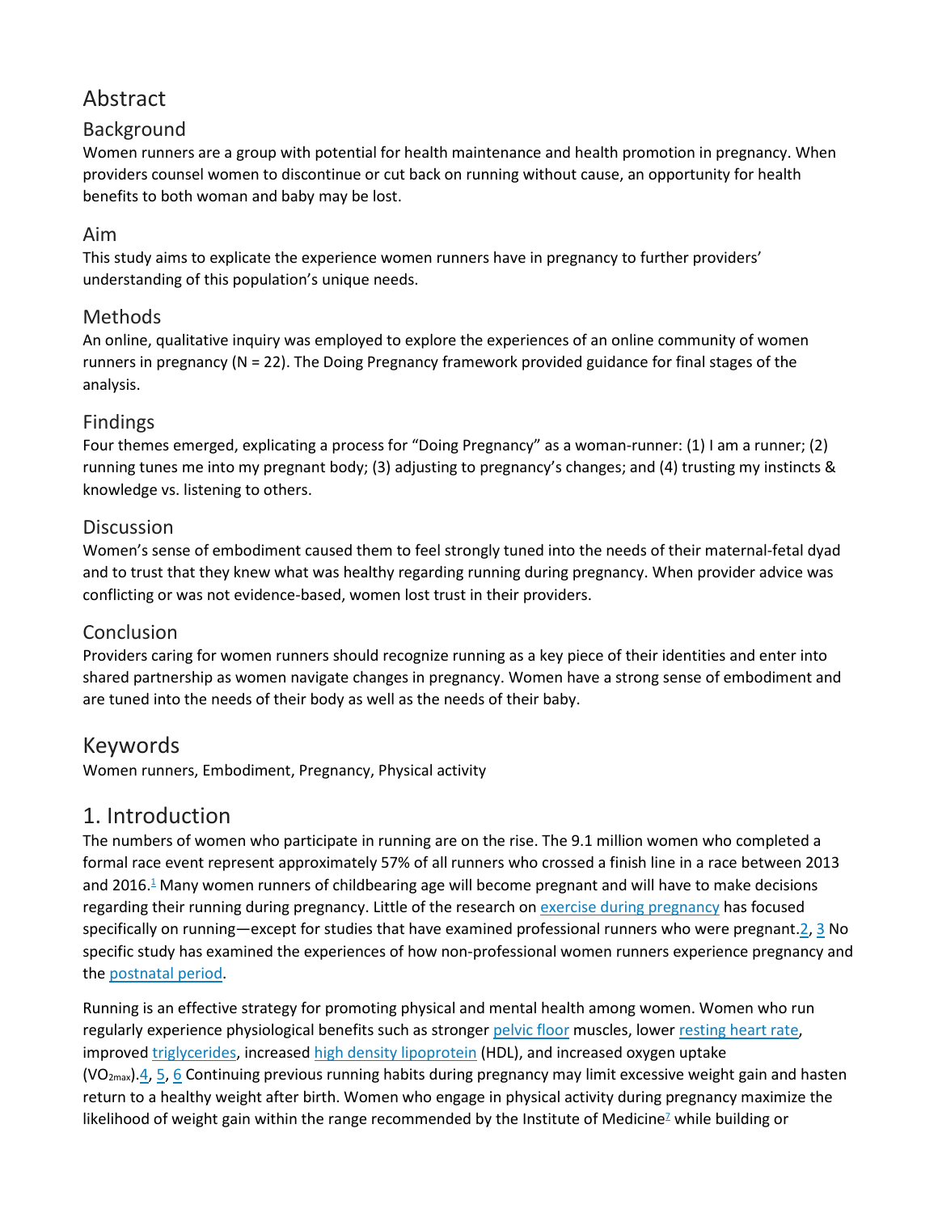## Abstract

### Background

Women runners are a group with potential for health maintenance and health promotion in pregnancy. When providers counsel women to discontinue or cut back on running without cause, an opportunity for health benefits to both woman and baby may be lost.

### Aim

This study aims to explicate the experience women runners have in pregnancy to further providers' understanding of this population's unique needs.

### Methods

An online, qualitative inquiry was employed to explore the experiences of an online community of women runners in pregnancy (N = 22). The Doing Pregnancy framework provided guidance for final stages of the analysis.

### Findings

Four themes emerged, explicating a process for "Doing Pregnancy" as a woman-runner: (1) I am a runner; (2) running tunes me into my pregnant body; (3) adjusting to pregnancy's changes; and (4) trusting my instincts & knowledge vs. listening to others.

### Discussion

Women's sense of embodiment caused them to feel strongly tuned into the needs of their maternal-fetal dyad and to trust that they knew what was healthy regarding running during pregnancy. When provider advice was conflicting or was not evidence-based, women lost trust in their providers.

### Conclusion

Providers caring for women runners should recognize running as a key piece of their identities and enter into shared partnership as women navigate changes in pregnancy. Women have a strong sense of embodiment and are tuned into the needs of their body as well as the needs of their baby.

## Keywords

Women runners, Embodiment, Pregnancy, Physical activity

## 1. Introduction

The numbers of women who participate in running are on the rise. The 9.1 million women who completed a formal race event represent approximately 57% of all runners who crossed a finish line in a race between 2013 and 2016.[1] Many women runners of childbearing age will become pregnant and will have to make decisions regarding their running during pregnancy. Little of the research on exercise during pregnancy has focused specifically on running—except for studies that have examined professional runners who were pregnant.[2, 3] No specific study has examined the experiences of how non-professional women runners experience pregnancy and the postnatal period.

Running is an effective strategy for promoting physical and mental health among women. Women who run regularly experience physiological benefits such as stronger pelvic floor muscles, lower resting heart rate, improved triglycerides, increased high density lipoprotein (HDL), and increased oxygen uptake ($VO_{2max}$).[4, 5, 6] Continuing previous running habits during pregnancy may limit excessive weight gain and hasten return to a healthy weight after birth. Women who engage in physical activity during pregnancy maximize the likelihood of weight gain within the range recommended by the Institute of Medicine[7] while building or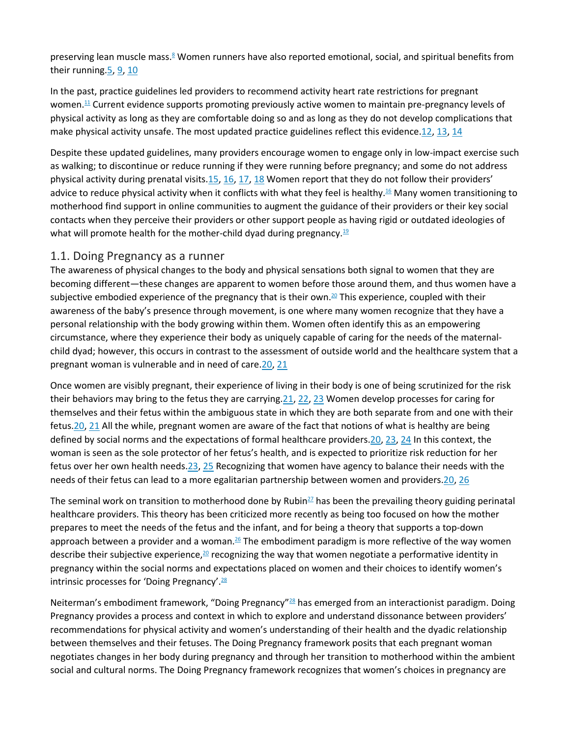preserving lean muscle mass.[8] Women runners have also reported emotional, social, and spiritual benefits from their running.[5, 9, 10]

In the past, practice guidelines led providers to recommend activity heart rate restrictions for pregnant women.[11] Current evidence supports promoting previously active women to maintain pre-pregnancy levels of physical activity as long as they are comfortable doing so and as long as they do not develop complications that make physical activity unsafe. The most updated practice guidelines reflect this evidence.[12, 13, 14]

Despite these updated guidelines, many providers encourage women to engage only in low-impact exercise such as walking; to discontinue or reduce running if they were running before pregnancy; and some do not address physical activity during prenatal visits.[15, 16, 17, 18] Women report that they do not follow their providers' advice to reduce physical activity when it conflicts with what they feel is healthy.[16] Many women transitioning to motherhood find support in online communities to augment the guidance of their providers or their key social contacts when they perceive their providers or other support people as having rigid or outdated ideologies of what will promote health for the mother-child dyad during pregnancy.[19]

## 1.1. Doing Pregnancy as a runner

The awareness of physical changes to the body and physical sensations both signal to women that they are becoming different—these changes are apparent to women before those around them, and thus women have a subjective embodied experience of the pregnancy that is their own.[20] This experience, coupled with their awareness of the baby's presence through movement, is one where many women recognize that they have a personal relationship with the body growing within them. Women often identify this as an empowering circumstance, where they experience their body as uniquely capable of caring for the needs of the maternal-child dyad; however, this occurs in contrast to the assessment of outside world and the healthcare system that a pregnant woman is vulnerable and in need of care.[20, 21]

Once women are visibly pregnant, their experience of living in their body is one of being scrutinized for the risk their behaviors may bring to the fetus they are carrying.[21, 22, 23] Women develop processes for caring for themselves and their fetus within the ambiguous state in which they are both separate from and one with their fetus.[20, 21] All the while, pregnant women are aware of the fact that notions of what is healthy are being defined by social norms and the expectations of formal healthcare providers.[20, 23, 24] In this context, the woman is seen as the sole protector of her fetus's health, and is expected to prioritize risk reduction for her fetus over her own health needs.[23, 25] Recognizing that women have agency to balance their needs with the needs of their fetus can lead to a more egalitarian partnership between women and providers.[20, 26]

The seminal work on transition to motherhood done by Rubin[27] has been the prevailing theory guiding perinatal healthcare providers. This theory has been criticized more recently as being too focused on how the mother prepares to meet the needs of the fetus and the infant, and for being a theory that supports a top-down approach between a provider and a woman.[26] The embodiment paradigm is more reflective of the way women describe their subjective experience,[20] recognizing the way that women negotiate a performative identity in pregnancy within the social norms and expectations placed on women and their choices to identify women's intrinsic processes for 'Doing Pregnancy'.[28]

Neiterman's embodiment framework, "Doing Pregnancy"[28] has emerged from an interactionist paradigm. Doing Pregnancy provides a process and context in which to explore and understand dissonance between providers' recommendations for physical activity and women's understanding of their health and the dyadic relationship between themselves and their fetuses. The Doing Pregnancy framework posits that each pregnant woman negotiates changes in her body during pregnancy and through her transition to motherhood within the ambient social and cultural norms. The Doing Pregnancy framework recognizes that women's choices in pregnancy are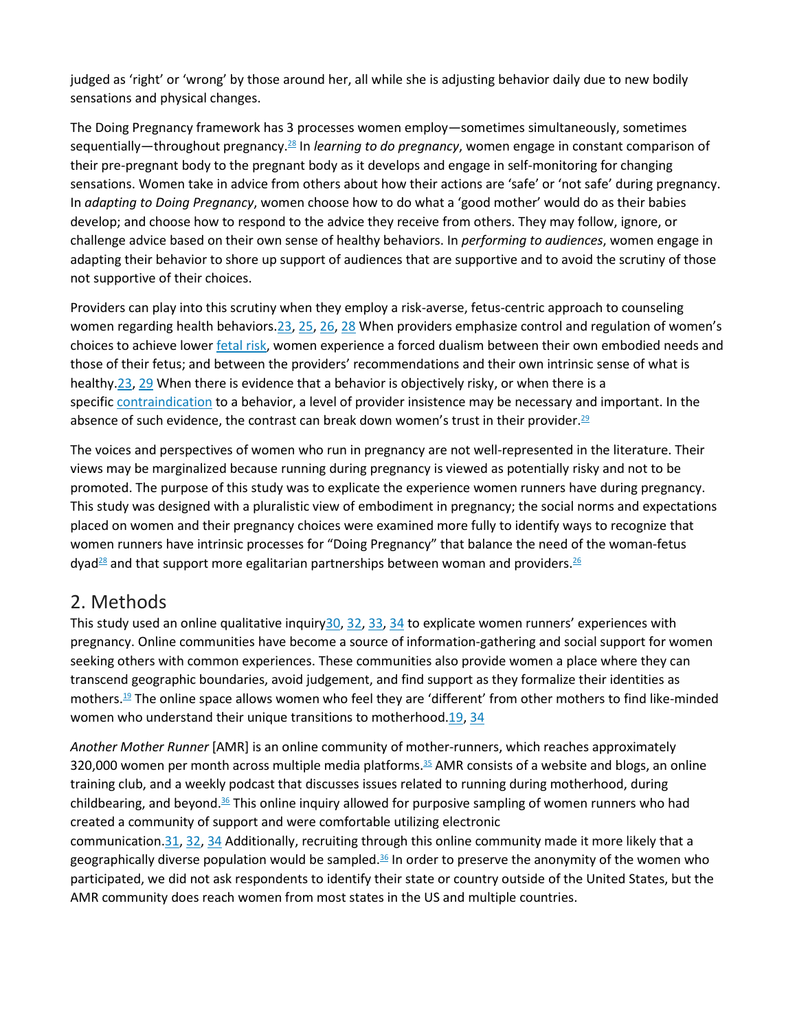judged as 'right' or 'wrong' by those around her, all while she is adjusting behavior daily due to new bodily sensations and physical changes.

The Doing Pregnancy framework has 3 processes women employ—sometimes simultaneously, sometimes sequentially—throughout pregnancy.[28] In *learning to do pregnancy*, women engage in constant comparison of their pre-pregnant body to the pregnant body as it develops and engage in self-monitoring for changing sensations. Women take in advice from others about how their actions are 'safe' or 'not safe' during pregnancy. In *adapting to Doing Pregnancy*, women choose how to do what a 'good mother' would do as their babies develop; and choose how to respond to the advice they receive from others. They may follow, ignore, or challenge advice based on their own sense of healthy behaviors. In *performing to audiences*, women engage in adapting their behavior to shore up support of audiences that are supportive and to avoid the scrutiny of those not supportive of their choices.

Providers can play into this scrutiny when they employ a risk-averse, fetus-centric approach to counseling women regarding health behaviors.[23, 25, 26, 28] When providers emphasize control and regulation of women's choices to achieve lower fetal risk, women experience a forced dualism between their own embodied needs and those of their fetus; and between the providers' recommendations and their own intrinsic sense of what is healthy.[23, 29] When there is evidence that a behavior is objectively risky, or when there is a specific contraindication to a behavior, a level of provider insistence may be necessary and important. In the absence of such evidence, the contrast can break down women's trust in their provider.[29]

The voices and perspectives of women who run in pregnancy are not well-represented in the literature. Their views may be marginalized because running during pregnancy is viewed as potentially risky and not to be promoted. The purpose of this study was to explicate the experience women runners have during pregnancy. This study was designed with a pluralistic view of embodiment in pregnancy; the social norms and expectations placed on women and their pregnancy choices were examined more fully to identify ways to recognize that women runners have intrinsic processes for "Doing Pregnancy" that balance the need of the woman-fetus dyad[28] and that support more egalitarian partnerships between woman and providers.[26]

## 2. Methods

This study used an online qualitative inquiry[30, 32, 33, 34] to explicate women runners' experiences with pregnancy. Online communities have become a source of information-gathering and social support for women seeking others with common experiences. These communities also provide women a place where they can transcend geographic boundaries, avoid judgement, and find support as they formalize their identities as mothers.[19] The online space allows women who feel they are 'different' from other mothers to find like-minded women who understand their unique transitions to motherhood.[19, 34]

*Another Mother Runner* [AMR] is an online community of mother-runners, which reaches approximately 320,000 women per month across multiple media platforms.[35] AMR consists of a website and blogs, an online training club, and a weekly podcast that discusses issues related to running during motherhood, during childbearing, and beyond.[36] This online inquiry allowed for purposive sampling of women runners who had created a community of support and were comfortable utilizing electronic communication.[31, 32, 34] Additionally, recruiting through this online community made it more likely that a geographically diverse population would be sampled.[36] In order to preserve the anonymity of the women who participated, we did not ask respondents to identify their state or country outside of the United States, but the AMR community does reach women from most states in the US and multiple countries.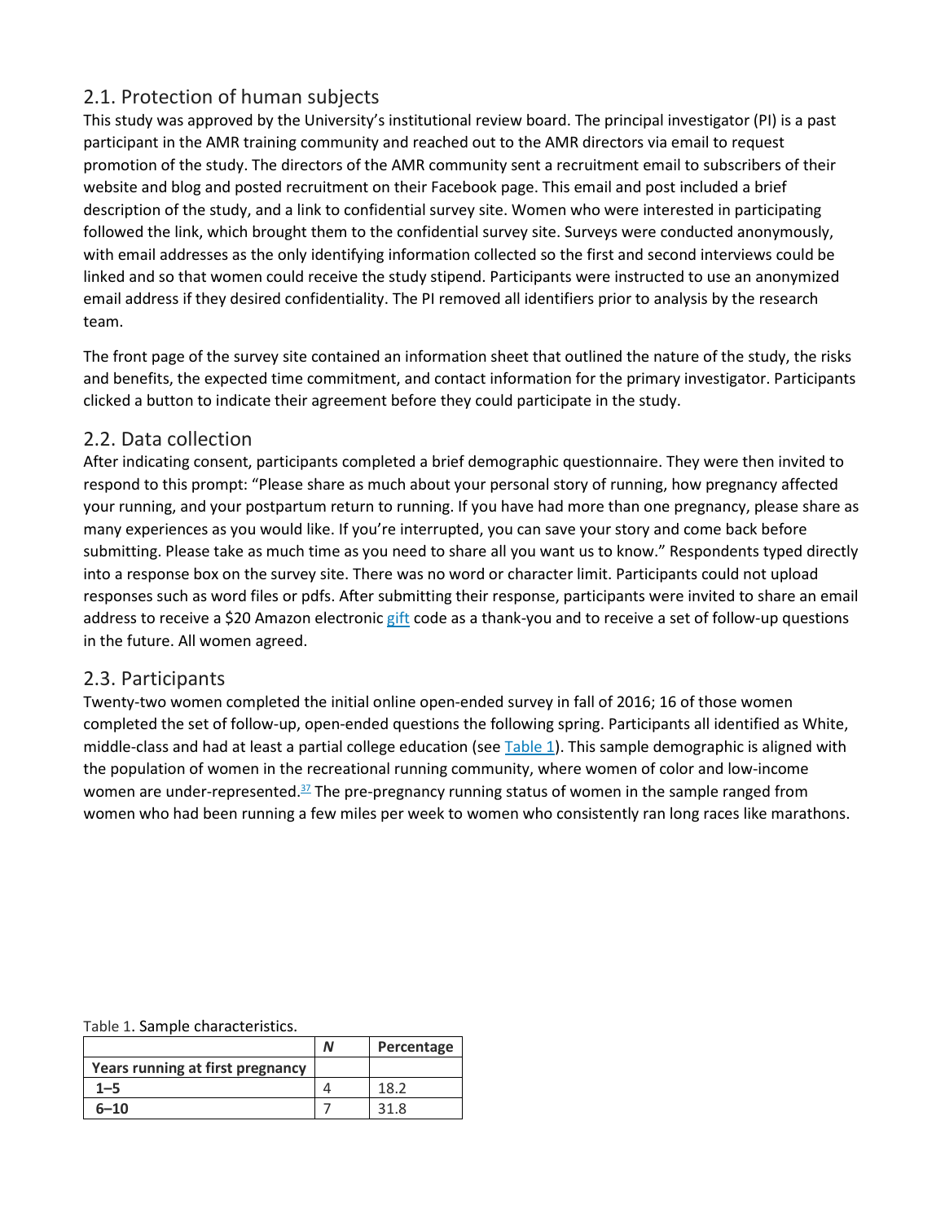## 2.1. Protection of human subjects

This study was approved by the University's institutional review board. The principal investigator (PI) is a past participant in the AMR training community and reached out to the AMR directors via email to request promotion of the study. The directors of the AMR community sent a recruitment email to subscribers of their website and blog and posted recruitment on their Facebook page. This email and post included a brief description of the study, and a link to confidential survey site. Women who were interested in participating followed the link, which brought them to the confidential survey site. Surveys were conducted anonymously, with email addresses as the only identifying information collected so the first and second interviews could be linked and so that women could receive the study stipend. Participants were instructed to use an anonymized email address if they desired confidentiality. The PI removed all identifiers prior to analysis by the research team.

The front page of the survey site contained an information sheet that outlined the nature of the study, the risks and benefits, the expected time commitment, and contact information for the primary investigator. Participants clicked a button to indicate their agreement before they could participate in the study.

## 2.2. Data collection

After indicating consent, participants completed a brief demographic questionnaire. They were then invited to respond to this prompt: "Please share as much about your personal story of running, how pregnancy affected your running, and your postpartum return to running. If you have had more than one pregnancy, please share as many experiences as you would like. If you're interrupted, you can save your story and come back before submitting. Please take as much time as you need to share all you want us to know." Respondents typed directly into a response box on the survey site. There was no word or character limit. Participants could not upload responses such as word files or pdfs. After submitting their response, participants were invited to share an email address to receive a $20 Amazon electronic gift code as a thank-you and to receive a set of follow-up questions in the future. All women agreed.

## 2.3. Participants

Twenty-two women completed the initial online open-ended survey in fall of 2016; 16 of those women completed the set of follow-up, open-ended questions the following spring. Participants all identified as White, middle-class and had at least a partial college education (see Table 1). This sample demographic is aligned with the population of women in the recreational running community, where women of color and low-income women are under-represented.[37] The pre-pregnancy running status of women in the sample ranged from women who had been running a few miles per week to women who consistently ran long races like marathons.

Table 1. Sample characteristics.

| | *N* | Percentage |
|---|---|---|
| **Years running at first pregnancy** | | |
| **1–5** | 4 | 18.2 |
| **6–10** | 7 | 31.8 |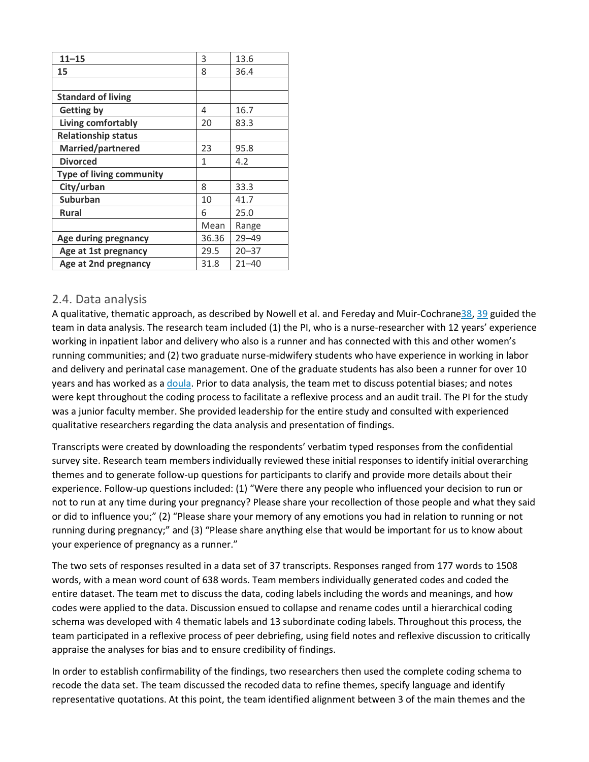| | | |
|---|---|---|
| **11–15** | 3 | 13.6 |
| **15** | 8 | 36.4 |
| | | |
| **Standard of living** | | |
| **Getting by** | 4 | 16.7 |
| **Living comfortably** | 20 | 83.3 |
| **Relationship status** | | |
| **Married/partnered** | 23 | 95.8 |
| **Divorced** | 1 | 4.2 |
| **Type of living community** | | |
| **City/urban** | 8 | 33.3 |
| **Suburban** | 10 | 41.7 |
| **Rural** | 6 | 25.0 |
| | Mean | Range |
| **Age during pregnancy** | 36.36 | 29–49 |
| **Age at 1st pregnancy** | 29.5 | 20–37 |
| **Age at 2nd pregnancy** | 31.8 | 21–40 |

## 2.4. Data analysis

A qualitative, thematic approach, as described by Nowell et al. and Fereday and Muir-Cochrane[38, 39] guided the team in data analysis. The research team included (1) the PI, who is a nurse-researcher with 12 years' experience working in inpatient labor and delivery who also is a runner and has connected with this and other women's running communities; and (2) two graduate nurse-midwifery students who have experience in working in labor and delivery and perinatal case management. One of the graduate students has also been a runner for over 10 years and has worked as a doula. Prior to data analysis, the team met to discuss potential biases; and notes were kept throughout the coding process to facilitate a reflexive process and an audit trail. The PI for the study was a junior faculty member. She provided leadership for the entire study and consulted with experienced qualitative researchers regarding the data analysis and presentation of findings.

Transcripts were created by downloading the respondents' verbatim typed responses from the confidential survey site. Research team members individually reviewed these initial responses to identify initial overarching themes and to generate follow-up questions for participants to clarify and provide more details about their experience. Follow-up questions included: (1) "Were there any people who influenced your decision to run or not to run at any time during your pregnancy? Please share your recollection of those people and what they said or did to influence you;" (2) "Please share your memory of any emotions you had in relation to running or not running during pregnancy;" and (3) "Please share anything else that would be important for us to know about your experience of pregnancy as a runner."

The two sets of responses resulted in a data set of 37 transcripts. Responses ranged from 177 words to 1508 words, with a mean word count of 638 words. Team members individually generated codes and coded the entire dataset. The team met to discuss the data, coding labels including the words and meanings, and how codes were applied to the data. Discussion ensued to collapse and rename codes until a hierarchical coding schema was developed with 4 thematic labels and 13 subordinate coding labels. Throughout this process, the team participated in a reflexive process of peer debriefing, using field notes and reflexive discussion to critically appraise the analyses for bias and to ensure credibility of findings.

In order to establish confirmability of the findings, two researchers then used the complete coding schema to recode the data set. The team discussed the recoded data to refine themes, specify language and identify representative quotations. At this point, the team identified alignment between 3 of the main themes and the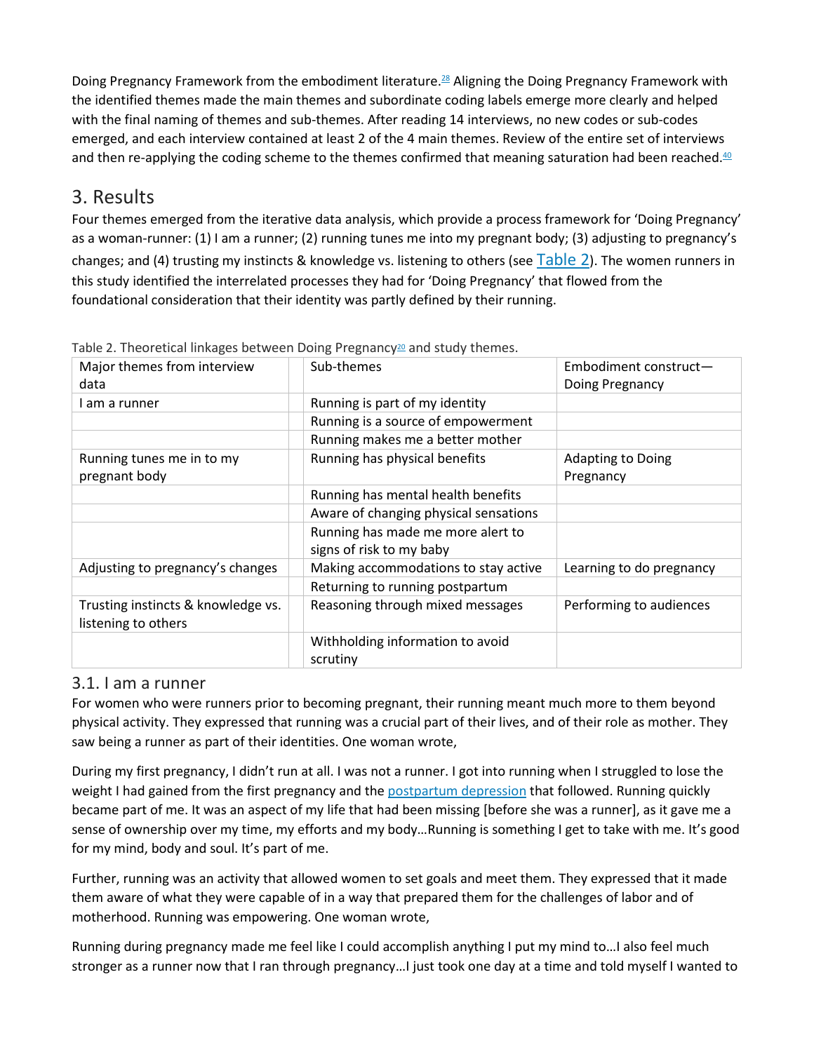Doing Pregnancy Framework from the embodiment literature.[28] Aligning the Doing Pregnancy Framework with the identified themes made the main themes and subordinate coding labels emerge more clearly and helped with the final naming of themes and sub-themes. After reading 14 interviews, no new codes or sub-codes emerged, and each interview contained at least 2 of the 4 main themes. Review of the entire set of interviews and then re-applying the coding scheme to the themes confirmed that meaning saturation had been reached.[40]

## 3. Results

Four themes emerged from the iterative data analysis, which provide a process framework for 'Doing Pregnancy' as a woman-runner: (1) I am a runner; (2) running tunes me into my pregnant body; (3) adjusting to pregnancy's changes; and (4) trusting my instincts & knowledge vs. listening to others (see Table 2). The women runners in this study identified the interrelated processes they had for 'Doing Pregnancy' that flowed from the foundational consideration that their identity was partly defined by their running.

Table 2. Theoretical linkages between Doing Pregnancy[20] and study themes.

| Major themes from interview data | | Sub-themes | Embodiment construct—Doing Pregnancy |
|---|---|---|---|
| I am a runner | | Running is part of my identity | |
| | | Running is a source of empowerment | |
| | | Running makes me a better mother | |
| Running tunes me in to my pregnant body | | Running has physical benefits | Adapting to Doing Pregnancy |
| | | Running has mental health benefits | |
| | | Aware of changing physical sensations | |
| | | Running has made me more alert to signs of risk to my baby | |
| Adjusting to pregnancy's changes | | Making accommodations to stay active | Learning to do pregnancy |
| | | Returning to running postpartum | |
| Trusting instincts & knowledge vs. listening to others | | Reasoning through mixed messages | Performing to audiences |
| | | Withholding information to avoid scrutiny | |

### 3.1. I am a runner

For women who were runners prior to becoming pregnant, their running meant much more to them beyond physical activity. They expressed that running was a crucial part of their lives, and of their role as mother. They saw being a runner as part of their identities. One woman wrote,

During my first pregnancy, I didn't run at all. I was not a runner. I got into running when I struggled to lose the weight I had gained from the first pregnancy and the postpartum depression that followed. Running quickly became part of me. It was an aspect of my life that had been missing [before she was a runner], as it gave me a sense of ownership over my time, my efforts and my body…Running is something I get to take with me. It's good for my mind, body and soul. It's part of me.

Further, running was an activity that allowed women to set goals and meet them. They expressed that it made them aware of what they were capable of in a way that prepared them for the challenges of labor and of motherhood. Running was empowering. One woman wrote,

Running during pregnancy made me feel like I could accomplish anything I put my mind to…I also feel much stronger as a runner now that I ran through pregnancy…I just took one day at a time and told myself I wanted to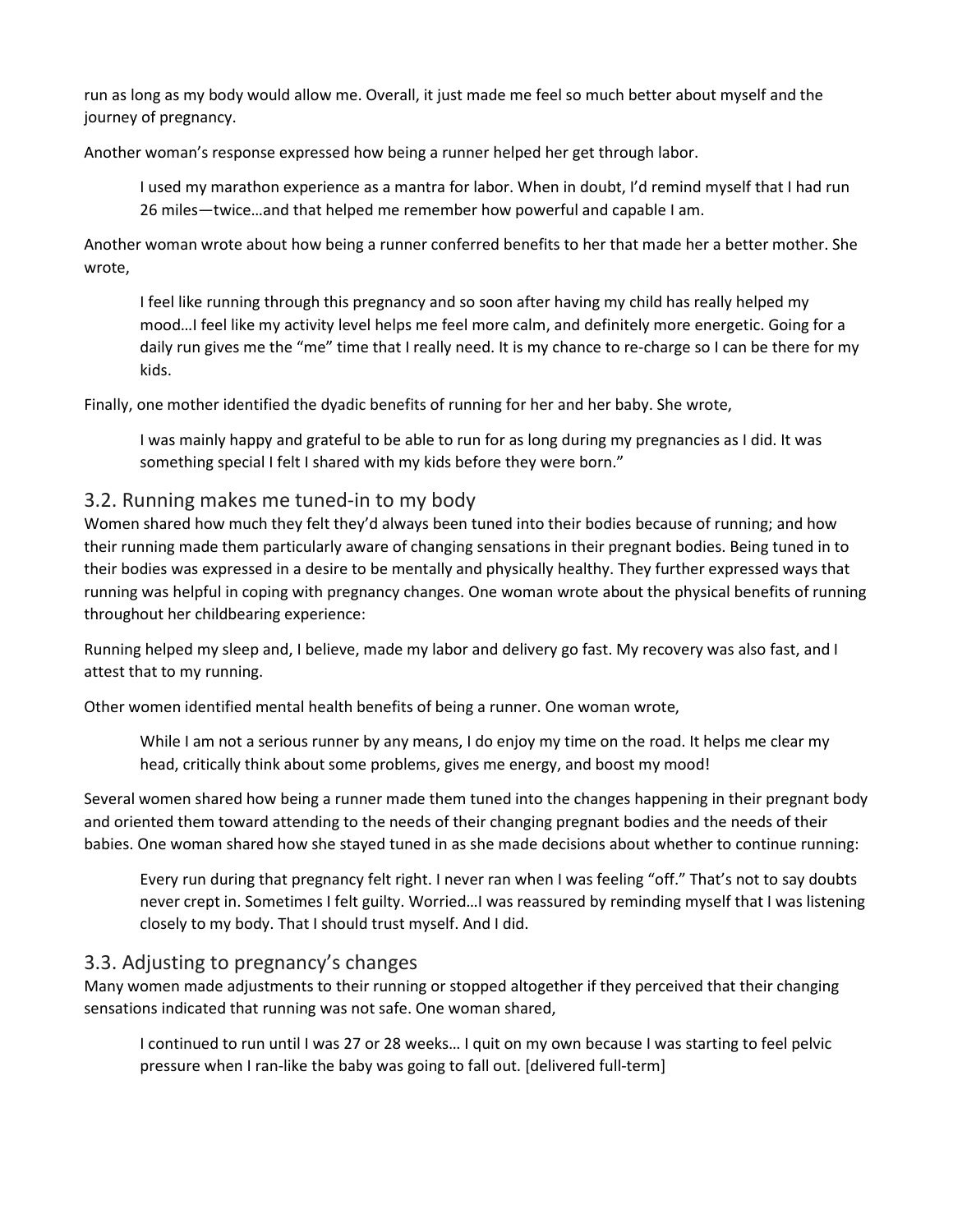run as long as my body would allow me. Overall, it just made me feel so much better about myself and the journey of pregnancy.

Another woman's response expressed how being a runner helped her get through labor.

> I used my marathon experience as a mantra for labor. When in doubt, I'd remind myself that I had run 26 miles—twice…and that helped me remember how powerful and capable I am.

Another woman wrote about how being a runner conferred benefits to her that made her a better mother. She wrote,

> I feel like running through this pregnancy and so soon after having my child has really helped my mood…I feel like my activity level helps me feel more calm, and definitely more energetic. Going for a daily run gives me the "me" time that I really need. It is my chance to re-charge so I can be there for my kids.

Finally, one mother identified the dyadic benefits of running for her and her baby. She wrote,

> I was mainly happy and grateful to be able to run for as long during my pregnancies as I did. It was something special I felt I shared with my kids before they were born."

## 3.2. Running makes me tuned-in to my body

Women shared how much they felt they'd always been tuned into their bodies because of running; and how their running made them particularly aware of changing sensations in their pregnant bodies. Being tuned in to their bodies was expressed in a desire to be mentally and physically healthy. They further expressed ways that running was helpful in coping with pregnancy changes. One woman wrote about the physical benefits of running throughout her childbearing experience:

Running helped my sleep and, I believe, made my labor and delivery go fast. My recovery was also fast, and I attest that to my running.

Other women identified mental health benefits of being a runner. One woman wrote,

> While I am not a serious runner by any means, I do enjoy my time on the road. It helps me clear my head, critically think about some problems, gives me energy, and boost my mood!

Several women shared how being a runner made them tuned into the changes happening in their pregnant body and oriented them toward attending to the needs of their changing pregnant bodies and the needs of their babies. One woman shared how she stayed tuned in as she made decisions about whether to continue running:

> Every run during that pregnancy felt right. I never ran when I was feeling "off." That's not to say doubts never crept in. Sometimes I felt guilty. Worried…I was reassured by reminding myself that I was listening closely to my body. That I should trust myself. And I did.

## 3.3. Adjusting to pregnancy's changes

Many women made adjustments to their running or stopped altogether if they perceived that their changing sensations indicated that running was not safe. One woman shared,

> I continued to run until I was 27 or 28 weeks… I quit on my own because I was starting to feel pelvic pressure when I ran-like the baby was going to fall out. [delivered full-term]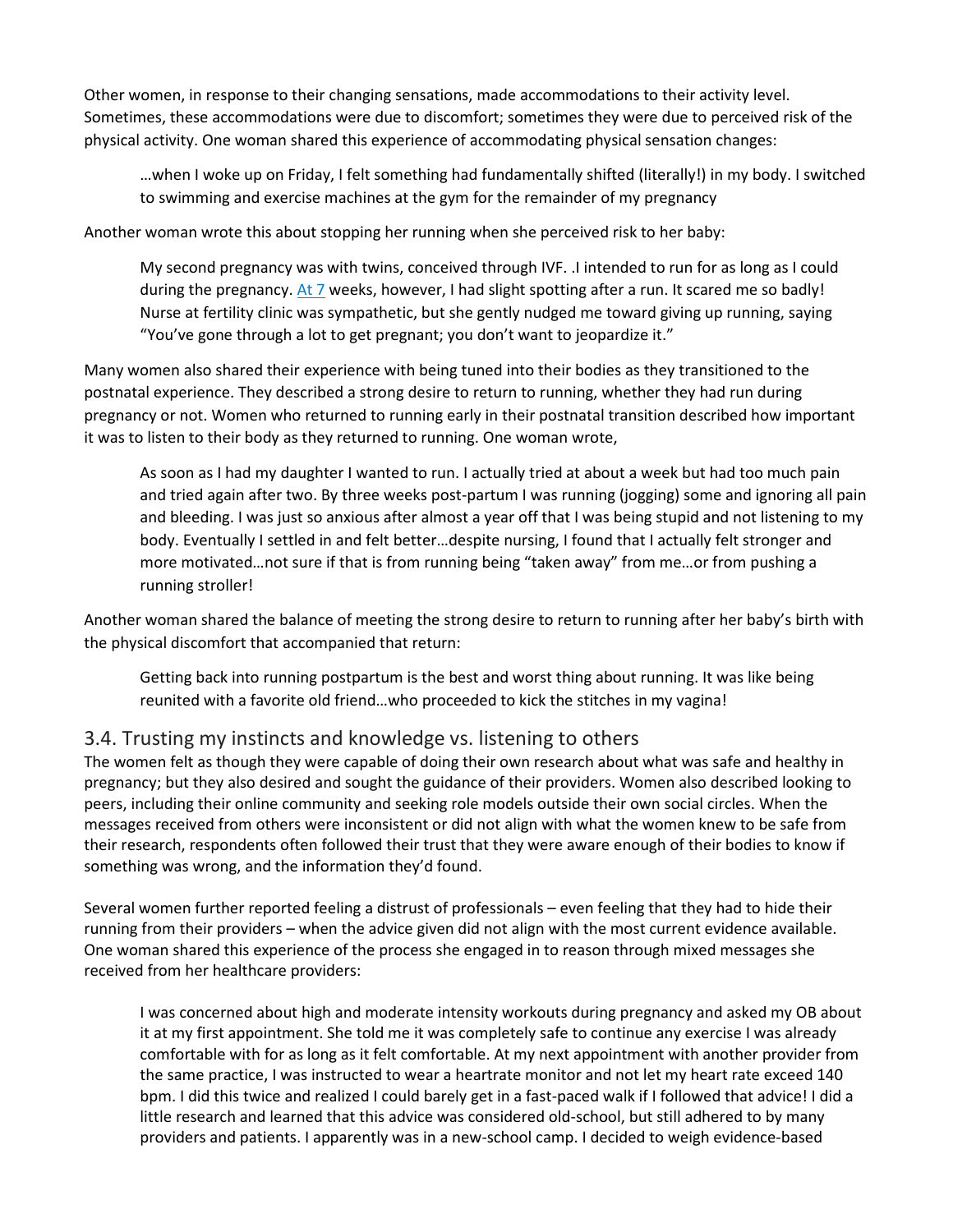Other women, in response to their changing sensations, made accommodations to their activity level. Sometimes, these accommodations were due to discomfort; sometimes they were due to perceived risk of the physical activity. One woman shared this experience of accommodating physical sensation changes:

> …when I woke up on Friday, I felt something had fundamentally shifted (literally!) in my body. I switched to swimming and exercise machines at the gym for the remainder of my pregnancy

Another woman wrote this about stopping her running when she perceived risk to her baby:

> My second pregnancy was with twins, conceived through IVF. .I intended to run for as long as I could during the pregnancy. At 7 weeks, however, I had slight spotting after a run. It scared me so badly! Nurse at fertility clinic was sympathetic, but she gently nudged me toward giving up running, saying "You've gone through a lot to get pregnant; you don't want to jeopardize it."

Many women also shared their experience with being tuned into their bodies as they transitioned to the postnatal experience. They described a strong desire to return to running, whether they had run during pregnancy or not. Women who returned to running early in their postnatal transition described how important it was to listen to their body as they returned to running. One woman wrote,

> As soon as I had my daughter I wanted to run. I actually tried at about a week but had too much pain and tried again after two. By three weeks post-partum I was running (jogging) some and ignoring all pain and bleeding. I was just so anxious after almost a year off that I was being stupid and not listening to my body. Eventually I settled in and felt better…despite nursing, I found that I actually felt stronger and more motivated…not sure if that is from running being "taken away" from me…or from pushing a running stroller!

Another woman shared the balance of meeting the strong desire to return to running after her baby's birth with the physical discomfort that accompanied that return:

> Getting back into running postpartum is the best and worst thing about running. It was like being reunited with a favorite old friend…who proceeded to kick the stitches in my vagina!

### 3.4. Trusting my instincts and knowledge vs. listening to others

The women felt as though they were capable of doing their own research about what was safe and healthy in pregnancy; but they also desired and sought the guidance of their providers. Women also described looking to peers, including their online community and seeking role models outside their own social circles. When the messages received from others were inconsistent or did not align with what the women knew to be safe from their research, respondents often followed their trust that they were aware enough of their bodies to know if something was wrong, and the information they'd found.

Several women further reported feeling a distrust of professionals – even feeling that they had to hide their running from their providers – when the advice given did not align with the most current evidence available. One woman shared this experience of the process she engaged in to reason through mixed messages she received from her healthcare providers:

> I was concerned about high and moderate intensity workouts during pregnancy and asked my OB about it at my first appointment. She told me it was completely safe to continue any exercise I was already comfortable with for as long as it felt comfortable. At my next appointment with another provider from the same practice, I was instructed to wear a heartrate monitor and not let my heart rate exceed 140 bpm. I did this twice and realized I could barely get in a fast-paced walk if I followed that advice! I did a little research and learned that this advice was considered old-school, but still adhered to by many providers and patients. I apparently was in a new-school camp. I decided to weigh evidence-based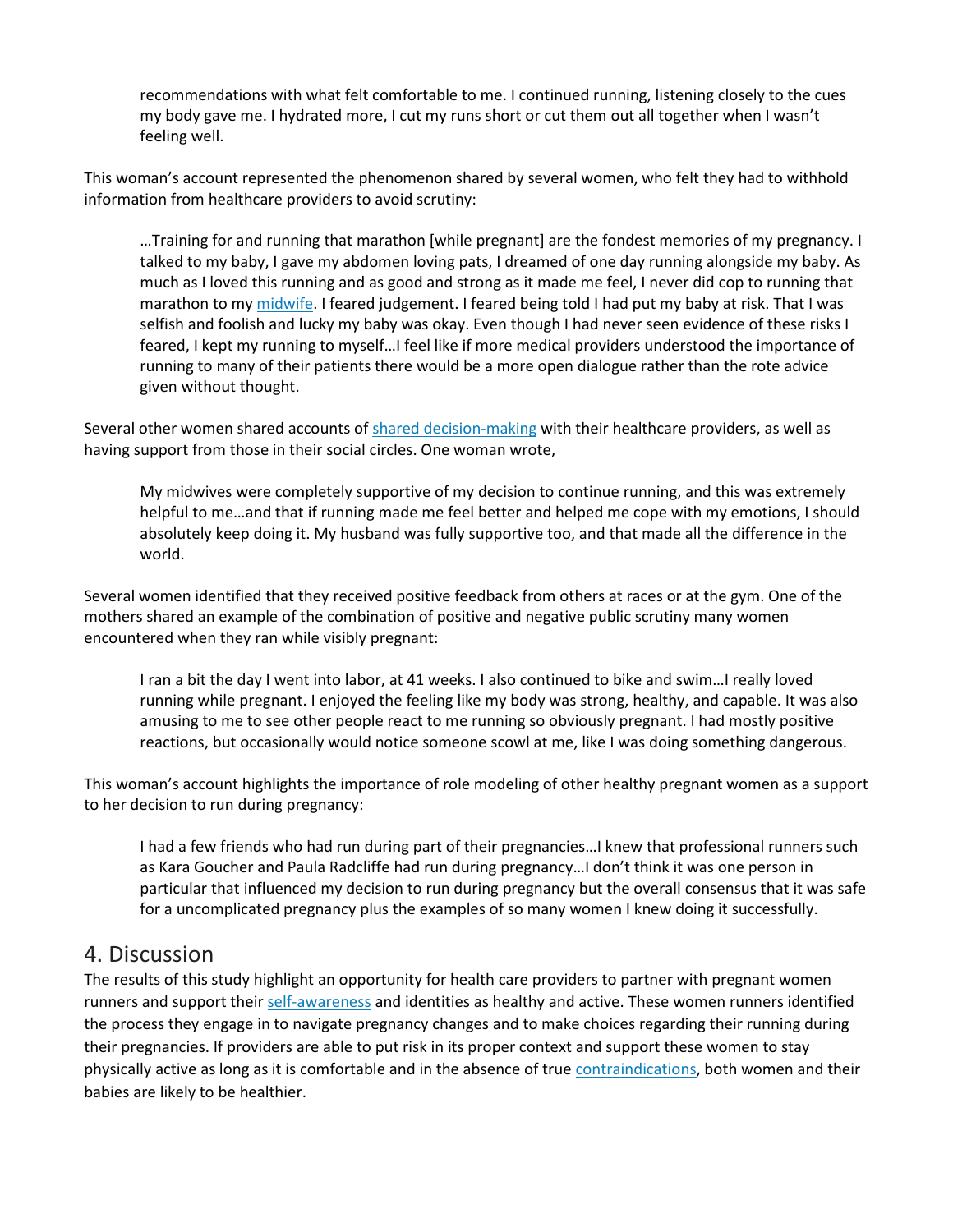> recommendations with what felt comfortable to me. I continued running, listening closely to the cues my body gave me. I hydrated more, I cut my runs short or cut them out all together when I wasn't feeling well.

This woman's account represented the phenomenon shared by several women, who felt they had to withhold information from healthcare providers to avoid scrutiny:

> …Training for and running that marathon [while pregnant] are the fondest memories of my pregnancy. I talked to my baby, I gave my abdomen loving pats, I dreamed of one day running alongside my baby. As much as I loved this running and as good and strong as it made me feel, I never did cop to running that marathon to my midwife. I feared judgement. I feared being told I had put my baby at risk. That I was selfish and foolish and lucky my baby was okay. Even though I had never seen evidence of these risks I feared, I kept my running to myself…I feel like if more medical providers understood the importance of running to many of their patients there would be a more open dialogue rather than the rote advice given without thought.

Several other women shared accounts of shared decision-making with their healthcare providers, as well as having support from those in their social circles. One woman wrote,

> My midwives were completely supportive of my decision to continue running, and this was extremely helpful to me…and that if running made me feel better and helped me cope with my emotions, I should absolutely keep doing it. My husband was fully supportive too, and that made all the difference in the world.

Several women identified that they received positive feedback from others at races or at the gym. One of the mothers shared an example of the combination of positive and negative public scrutiny many women encountered when they ran while visibly pregnant:

> I ran a bit the day I went into labor, at 41 weeks. I also continued to bike and swim…I really loved running while pregnant. I enjoyed the feeling like my body was strong, healthy, and capable. It was also amusing to me to see other people react to me running so obviously pregnant. I had mostly positive reactions, but occasionally would notice someone scowl at me, like I was doing something dangerous.

This woman's account highlights the importance of role modeling of other healthy pregnant women as a support to her decision to run during pregnancy:

> I had a few friends who had run during part of their pregnancies…I knew that professional runners such as Kara Goucher and Paula Radcliffe had run during pregnancy…I don't think it was one person in particular that influenced my decision to run during pregnancy but the overall consensus that it was safe for a uncomplicated pregnancy plus the examples of so many women I knew doing it successfully.

## 4. Discussion

The results of this study highlight an opportunity for health care providers to partner with pregnant women runners and support their self-awareness and identities as healthy and active. These women runners identified the process they engage in to navigate pregnancy changes and to make choices regarding their running during their pregnancies. If providers are able to put risk in its proper context and support these women to stay physically active as long as it is comfortable and in the absence of true contraindications, both women and their babies are likely to be healthier.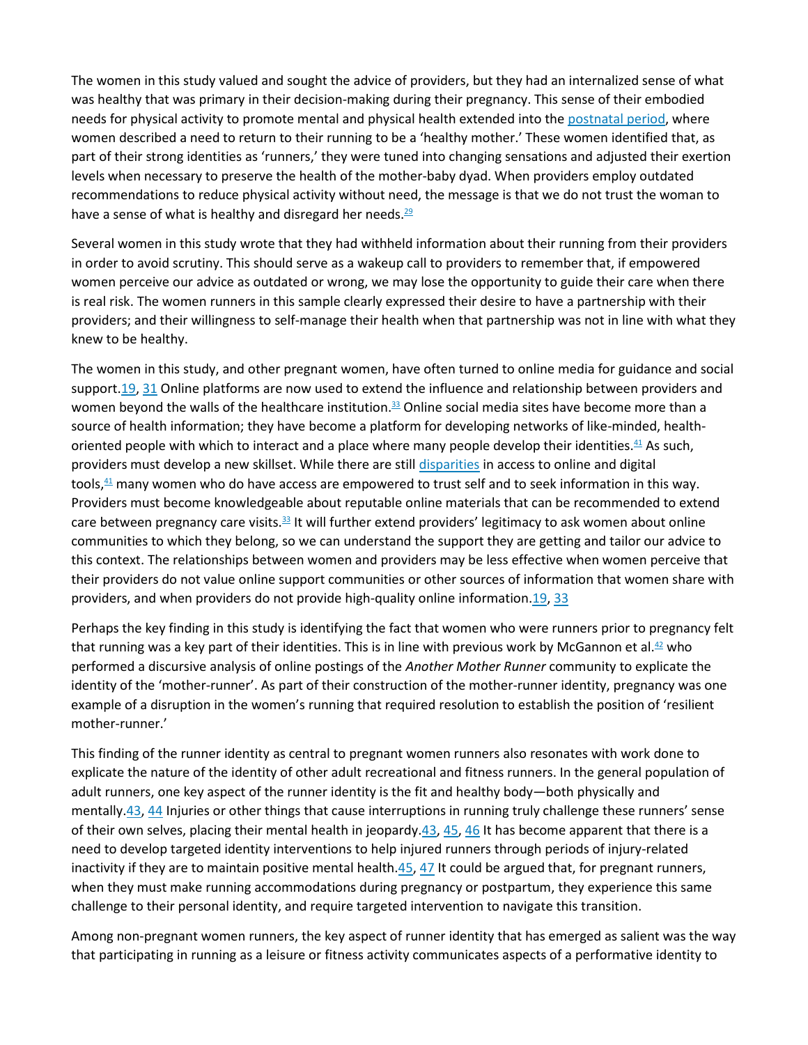The women in this study valued and sought the advice of providers, but they had an internalized sense of what was healthy that was primary in their decision-making during their pregnancy. This sense of their embodied needs for physical activity to promote mental and physical health extended into the postnatal period, where women described a need to return to their running to be a 'healthy mother.' These women identified that, as part of their strong identities as 'runners,' they were tuned into changing sensations and adjusted their exertion levels when necessary to preserve the health of the mother-baby dyad. When providers employ outdated recommendations to reduce physical activity without need, the message is that we do not trust the woman to have a sense of what is healthy and disregard her needs.[29]

Several women in this study wrote that they had withheld information about their running from their providers in order to avoid scrutiny. This should serve as a wakeup call to providers to remember that, if empowered women perceive our advice as outdated or wrong, we may lose the opportunity to guide their care when there is real risk. The women runners in this sample clearly expressed their desire to have a partnership with their providers; and their willingness to self-manage their health when that partnership was not in line with what they knew to be healthy.

The women in this study, and other pregnant women, have often turned to online media for guidance and social support.[19, 31] Online platforms are now used to extend the influence and relationship between providers and women beyond the walls of the healthcare institution.[33] Online social media sites have become more than a source of health information; they have become a platform for developing networks of like-minded, health-oriented people with which to interact and a place where many people develop their identities.[41] As such, providers must develop a new skillset. While there are still disparities in access to online and digital tools,[41] many women who do have access are empowered to trust self and to seek information in this way. Providers must become knowledgeable about reputable online materials that can be recommended to extend care between pregnancy care visits.[33] It will further extend providers' legitimacy to ask women about online communities to which they belong, so we can understand the support they are getting and tailor our advice to this context. The relationships between women and providers may be less effective when women perceive that their providers do not value online support communities or other sources of information that women share with providers, and when providers do not provide high-quality online information.[19, 33]

Perhaps the key finding in this study is identifying the fact that women who were runners prior to pregnancy felt that running was a key part of their identities. This is in line with previous work by McGannon et al.[42] who performed a discursive analysis of online postings of the *Another Mother Runner* community to explicate the identity of the 'mother-runner'. As part of their construction of the mother-runner identity, pregnancy was one example of a disruption in the women's running that required resolution to establish the position of 'resilient mother-runner.'

This finding of the runner identity as central to pregnant women runners also resonates with work done to explicate the nature of the identity of other adult recreational and fitness runners. In the general population of adult runners, one key aspect of the runner identity is the fit and healthy body—both physically and mentally.[43, 44] Injuries or other things that cause interruptions in running truly challenge these runners' sense of their own selves, placing their mental health in jeopardy.[43, 45, 46] It has become apparent that there is a need to develop targeted identity interventions to help injured runners through periods of injury-related inactivity if they are to maintain positive mental health.[45, 47] It could be argued that, for pregnant runners, when they must make running accommodations during pregnancy or postpartum, they experience this same challenge to their personal identity, and require targeted intervention to navigate this transition.

Among non-pregnant women runners, the key aspect of runner identity that has emerged as salient was the way that participating in running as a leisure or fitness activity communicates aspects of a performative identity to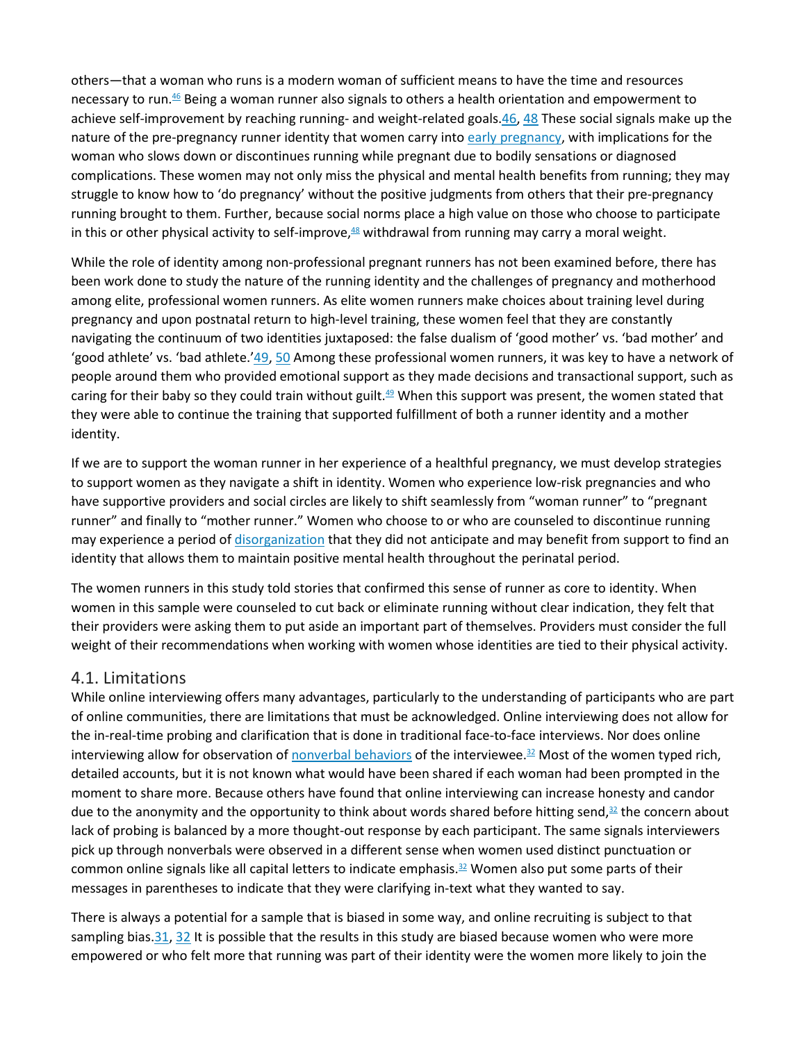others—that a woman who runs is a modern woman of sufficient means to have the time and resources necessary to run.[46] Being a woman runner also signals to others a health orientation and empowerment to achieve self-improvement by reaching running- and weight-related goals.[46, 48] These social signals make up the nature of the pre-pregnancy runner identity that women carry into early pregnancy, with implications for the woman who slows down or discontinues running while pregnant due to bodily sensations or diagnosed complications. These women may not only miss the physical and mental health benefits from running; they may struggle to know how to 'do pregnancy' without the positive judgments from others that their pre-pregnancy running brought to them. Further, because social norms place a high value on those who choose to participate in this or other physical activity to self-improve,[48] withdrawal from running may carry a moral weight.

While the role of identity among non-professional pregnant runners has not been examined before, there has been work done to study the nature of the running identity and the challenges of pregnancy and motherhood among elite, professional women runners. As elite women runners make choices about training level during pregnancy and upon postnatal return to high-level training, these women feel that they are constantly navigating the continuum of two identities juxtaposed: the false dualism of 'good mother' vs. 'bad mother' and 'good athlete' vs. 'bad athlete.'[49, 50] Among these professional women runners, it was key to have a network of people around them who provided emotional support as they made decisions and transactional support, such as caring for their baby so they could train without guilt.[49] When this support was present, the women stated that they were able to continue the training that supported fulfillment of both a runner identity and a mother identity.

If we are to support the woman runner in her experience of a healthful pregnancy, we must develop strategies to support women as they navigate a shift in identity. Women who experience low-risk pregnancies and who have supportive providers and social circles are likely to shift seamlessly from "woman runner" to "pregnant runner" and finally to "mother runner." Women who choose to or who are counseled to discontinue running may experience a period of disorganization that they did not anticipate and may benefit from support to find an identity that allows them to maintain positive mental health throughout the perinatal period.

The women runners in this study told stories that confirmed this sense of runner as core to identity. When women in this sample were counseled to cut back or eliminate running without clear indication, they felt that their providers were asking them to put aside an important part of themselves. Providers must consider the full weight of their recommendations when working with women whose identities are tied to their physical activity.

### 4.1. Limitations

While online interviewing offers many advantages, particularly to the understanding of participants who are part of online communities, there are limitations that must be acknowledged. Online interviewing does not allow for the in-real-time probing and clarification that is done in traditional face-to-face interviews. Nor does online interviewing allow for observation of nonverbal behaviors of the interviewee.[32] Most of the women typed rich, detailed accounts, but it is not known what would have been shared if each woman had been prompted in the moment to share more. Because others have found that online interviewing can increase honesty and candor due to the anonymity and the opportunity to think about words shared before hitting send,[32] the concern about lack of probing is balanced by a more thought-out response by each participant. The same signals interviewers pick up through nonverbals were observed in a different sense when women used distinct punctuation or common online signals like all capital letters to indicate emphasis.[32] Women also put some parts of their messages in parentheses to indicate that they were clarifying in-text what they wanted to say.

There is always a potential for a sample that is biased in some way, and online recruiting is subject to that sampling bias.[31, 32] It is possible that the results in this study are biased because women who were more empowered or who felt more that running was part of their identity were the women more likely to join the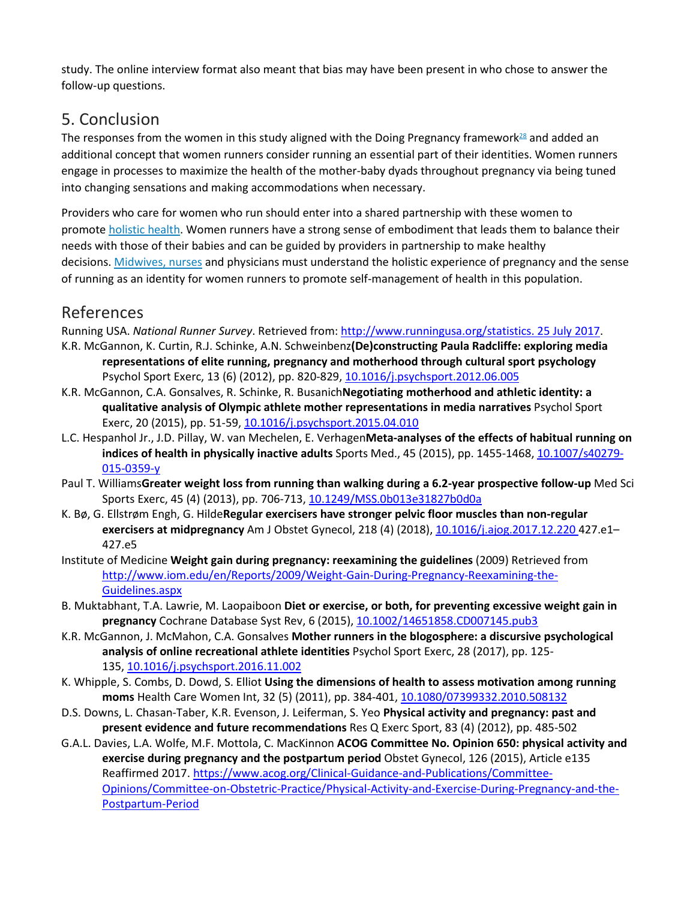study. The online interview format also meant that bias may have been present in who chose to answer the follow-up questions.

## 5. Conclusion

The responses from the women in this study aligned with the Doing Pregnancy framework[28] and added an additional concept that women runners consider running an essential part of their identities. Women runners engage in processes to maximize the health of the mother-baby dyads throughout pregnancy via being tuned into changing sensations and making accommodations when necessary.

Providers who care for women who run should enter into a shared partnership with these women to promote holistic health. Women runners have a strong sense of embodiment that leads them to balance their needs with those of their babies and can be guided by providers in partnership to make healthy decisions. Midwives, nurses and physicians must understand the holistic experience of pregnancy and the sense of running as an identity for women runners to promote self-management of health in this population.

## References

Running USA. *National Runner Survey*. Retrieved from: http://www.runningusa.org/statistics. 25 July 2017.

K.R. McGannon, K. Curtin, R.J. Schinke, A.N. Schweinbenz **(De)constructing Paula Radcliffe: exploring media representations of elite running, pregnancy and motherhood through cultural sport psychology** Psychol Sport Exerc, 13 (6) (2012), pp. 820-829, 10.1016/j.psychsport.2012.06.005

K.R. McGannon, C.A. Gonsalves, R. Schinke, R. Busanich **Negotiating motherhood and athletic identity: a qualitative analysis of Olympic athlete mother representations in media narratives** Psychol Sport Exerc, 20 (2015), pp. 51-59, 10.1016/j.psychsport.2015.04.010

L.C. Hespanhol Jr., J.D. Pillay, W. van Mechelen, E. Verhagen **Meta-analyses of the effects of habitual running on indices of health in physically inactive adults** Sports Med., 45 (2015), pp. 1455-1468, 10.1007/s40279-015-0359-y

Paul T. Williams **Greater weight loss from running than walking during a 6.2-year prospective follow-up** Med Sci Sports Exerc, 45 (4) (2013), pp. 706-713, 10.1249/MSS.0b013e31827b0d0a

K. Bø, G. Ellstrøm Engh, G. Hilde **Regular exercisers have stronger pelvic floor muscles than non-regular exercisers at midpregnancy** Am J Obstet Gynecol, 218 (4) (2018), 10.1016/j.ajog.2017.12.220 427.e1–427.e5

Institute of Medicine **Weight gain during pregnancy: reexamining the guidelines** (2009) Retrieved from http://www.iom.edu/en/Reports/2009/Weight-Gain-During-Pregnancy-Reexamining-the-Guidelines.aspx

B. Muktabhant, T.A. Lawrie, M. Laopaiboon **Diet or exercise, or both, for preventing excessive weight gain in pregnancy** Cochrane Database Syst Rev, 6 (2015), 10.1002/14651858.CD007145.pub3

K.R. McGannon, J. McMahon, C.A. Gonsalves **Mother runners in the blogosphere: a discursive psychological analysis of online recreational athlete identities** Psychol Sport Exerc, 28 (2017), pp. 125-135, 10.1016/j.psychsport.2016.11.002

K. Whipple, S. Combs, D. Dowd, S. Elliot **Using the dimensions of health to assess motivation among running moms** Health Care Women Int, 32 (5) (2011), pp. 384-401, 10.1080/07399332.2010.508132

D.S. Downs, L. Chasan-Taber, K.R. Evenson, J. Leiferman, S. Yeo **Physical activity and pregnancy: past and present evidence and future recommendations** Res Q Exerc Sport, 83 (4) (2012), pp. 485-502

G.A.L. Davies, L.A. Wolfe, M.F. Mottola, C. MacKinnon **ACOG Committee No. Opinion 650: physical activity and exercise during pregnancy and the postpartum period** Obstet Gynecol, 126 (2015), Article e135 Reaffirmed 2017. https://www.acog.org/Clinical-Guidance-and-Publications/Committee-Opinions/Committee-on-Obstetric-Practice/Physical-Activity-and-Exercise-During-Pregnancy-and-the-Postpartum-Period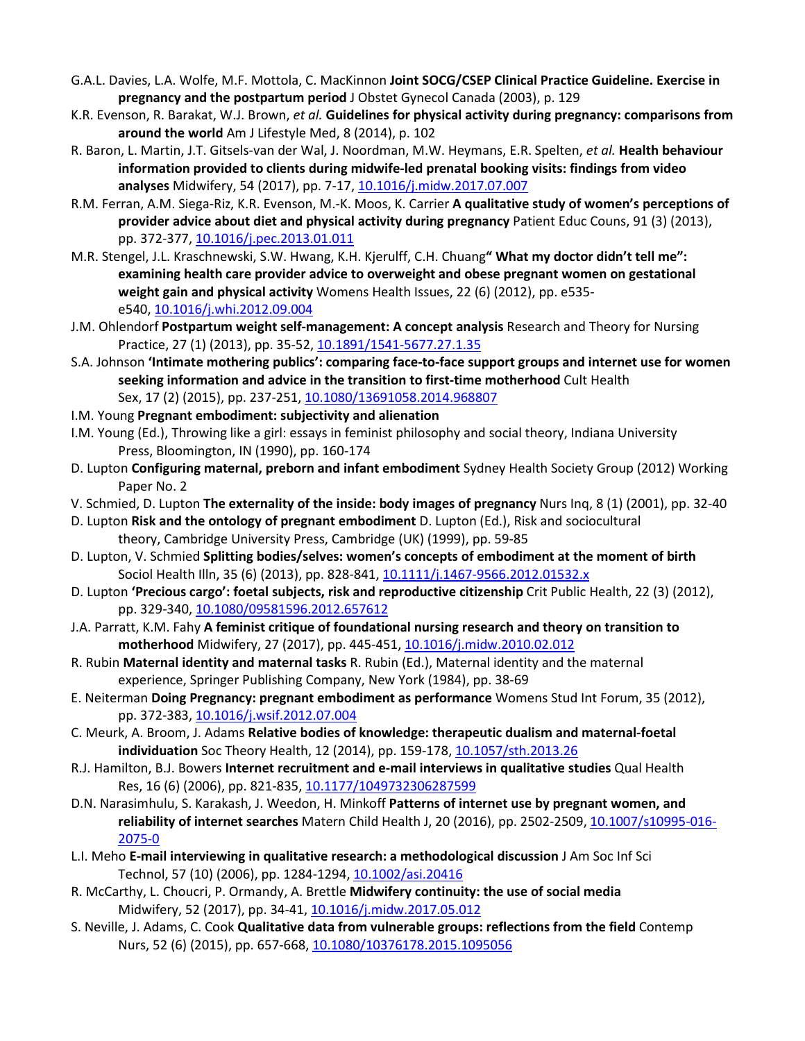G.A.L. Davies, L.A. Wolfe, M.F. Mottola, C. MacKinnon **Joint SOCG/CSEP Clinical Practice Guideline. Exercise in pregnancy and the postpartum period** J Obstet Gynecol Canada (2003), p. 129

K.R. Evenson, R. Barakat, W.J. Brown, *et al.* **Guidelines for physical activity during pregnancy: comparisons from around the world** Am J Lifestyle Med, 8 (2014), p. 102

R. Baron, L. Martin, J.T. Gitsels-van der Wal, J. Noordman, M.W. Heymans, E.R. Spelten, *et al.* **Health behaviour information provided to clients during midwife-led prenatal booking visits: findings from video analyses** Midwifery, 54 (2017), pp. 7-17, 10.1016/j.midw.2017.07.007

R.M. Ferran, A.M. Siega-Riz, K.R. Evenson, M.-K. Moos, K. Carrier **A qualitative study of women's perceptions of provider advice about diet and physical activity during pregnancy** Patient Educ Couns, 91 (3) (2013), pp. 372-377, 10.1016/j.pec.2013.01.011

M.R. Stengel, J.L. Kraschnewski, S.W. Hwang, K.H. Kjerulff, C.H. Chuang **" What my doctor didn't tell me": examining health care provider advice to overweight and obese pregnant women on gestational weight gain and physical activity** Womens Health Issues, 22 (6) (2012), pp. e535-e540, 10.1016/j.whi.2012.09.004

J.M. Ohlendorf **Postpartum weight self-management: A concept analysis** Research and Theory for Nursing Practice, 27 (1) (2013), pp. 35-52, 10.1891/1541-5677.27.1.35

S.A. Johnson **'Intimate mothering publics': comparing face-to-face support groups and internet use for women seeking information and advice in the transition to first-time motherhood** Cult Health Sex, 17 (2) (2015), pp. 237-251, 10.1080/13691058.2014.968807

I.M. Young **Pregnant embodiment: subjectivity and alienation**

I.M. Young (Ed.), Throwing like a girl: essays in feminist philosophy and social theory, Indiana University Press, Bloomington, IN (1990), pp. 160-174

D. Lupton **Configuring maternal, preborn and infant embodiment** Sydney Health Society Group (2012) Working Paper No. 2

V. Schmied, D. Lupton **The externality of the inside: body images of pregnancy** Nurs Inq, 8 (1) (2001), pp. 32-40

D. Lupton **Risk and the ontology of pregnant embodiment** D. Lupton (Ed.), Risk and sociocultural theory, Cambridge University Press, Cambridge (UK) (1999), pp. 59-85

D. Lupton, V. Schmied **Splitting bodies/selves: women's concepts of embodiment at the moment of birth** Sociol Health Illn, 35 (6) (2013), pp. 828-841, 10.1111/j.1467-9566.2012.01532.x

D. Lupton **'Precious cargo': foetal subjects, risk and reproductive citizenship** Crit Public Health, 22 (3) (2012), pp. 329-340, 10.1080/09581596.2012.657612

J.A. Parratt, K.M. Fahy **A feminist critique of foundational nursing research and theory on transition to motherhood** Midwifery, 27 (2017), pp. 445-451, 10.1016/j.midw.2010.02.012

R. Rubin **Maternal identity and maternal tasks** R. Rubin (Ed.), Maternal identity and the maternal experience, Springer Publishing Company, New York (1984), pp. 38-69

E. Neiterman **Doing Pregnancy: pregnant embodiment as performance** Womens Stud Int Forum, 35 (2012), pp. 372-383, 10.1016/j.wsif.2012.07.004

C. Meurk, A. Broom, J. Adams **Relative bodies of knowledge: therapeutic dualism and maternal-foetal individuation** Soc Theory Health, 12 (2014), pp. 159-178, 10.1057/sth.2013.26

R.J. Hamilton, B.J. Bowers **Internet recruitment and e-mail interviews in qualitative studies** Qual Health Res, 16 (6) (2006), pp. 821-835, 10.1177/1049732306287599

D.N. Narasimhulu, S. Karakash, J. Weedon, H. Minkoff **Patterns of internet use by pregnant women, and reliability of internet searches** Matern Child Health J, 20 (2016), pp. 2502-2509, 10.1007/s10995-016-2075-0

L.I. Meho **E-mail interviewing in qualitative research: a methodological discussion** J Am Soc Inf Sci Technol, 57 (10) (2006), pp. 1284-1294, 10.1002/asi.20416

R. McCarthy, L. Choucri, P. Ormandy, A. Brettle **Midwifery continuity: the use of social media** Midwifery, 52 (2017), pp. 34-41, 10.1016/j.midw.2017.05.012

S. Neville, J. Adams, C. Cook **Qualitative data from vulnerable groups: reflections from the field** Contemp Nurs, 52 (6) (2015), pp. 657-668, 10.1080/10376178.2015.1095056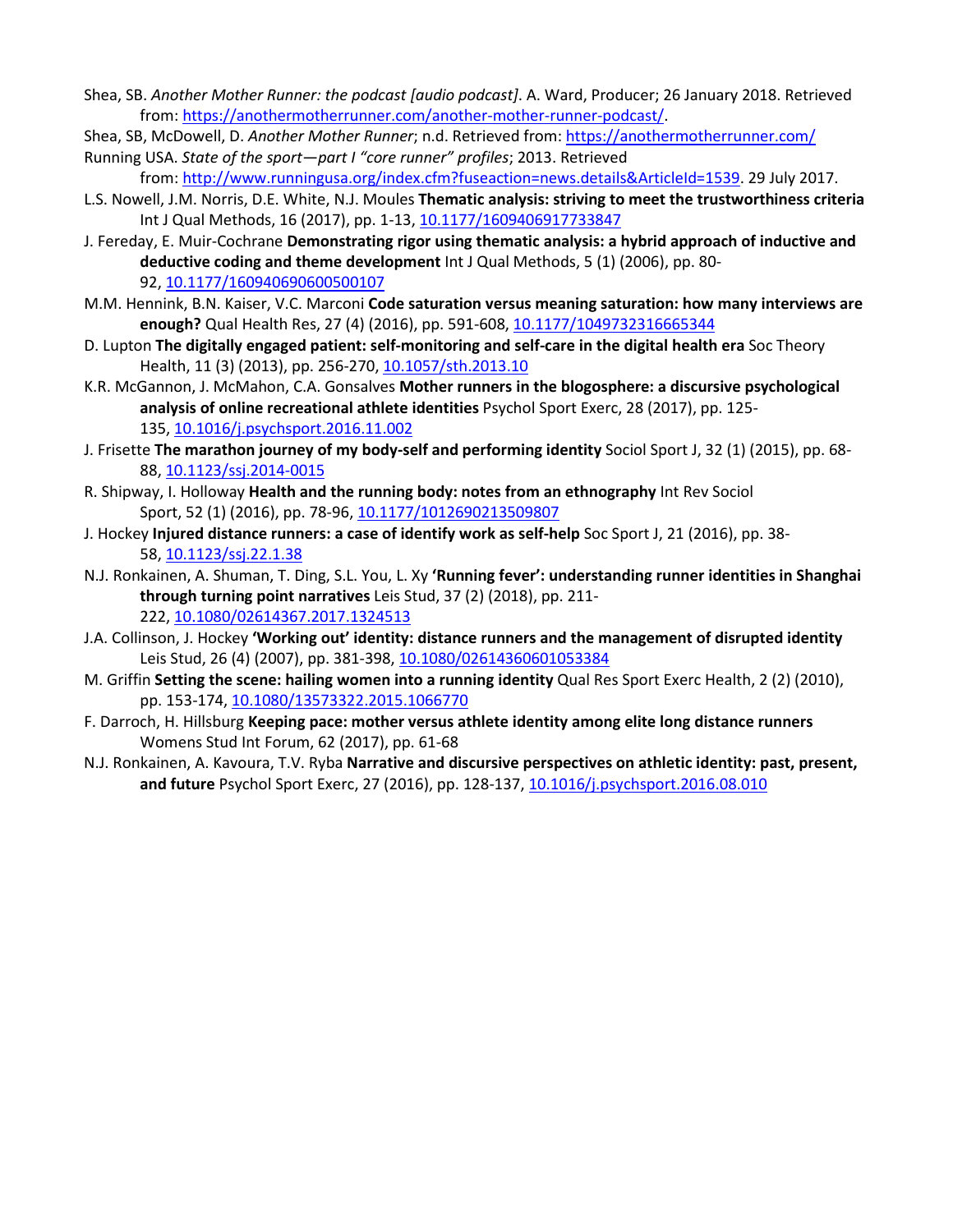Shea, SB. *Another Mother Runner: the podcast [audio podcast]*. A. Ward, Producer; 26 January 2018. Retrieved from: https://anothermotherrunner.com/another-mother-runner-podcast/.

Shea, SB, McDowell, D. *Another Mother Runner*; n.d. Retrieved from: https://anothermotherrunner.com/

Running USA. *State of the sport—part I "core runner" profiles*; 2013. Retrieved from: http://www.runningusa.org/index.cfm?fuseaction=news.details&ArticleId=1539. 29 July 2017.

L.S. Nowell, J.M. Norris, D.E. White, N.J. Moules **Thematic analysis: striving to meet the trustworthiness criteria** Int J Qual Methods, 16 (2017), pp. 1-13, 10.1177/1609406917733847

J. Fereday, E. Muir-Cochrane **Demonstrating rigor using thematic analysis: a hybrid approach of inductive and deductive coding and theme development** Int J Qual Methods, 5 (1) (2006), pp. 80-92, 10.1177/160940690600500107

M.M. Hennink, B.N. Kaiser, V.C. Marconi **Code saturation versus meaning saturation: how many interviews are enough?** Qual Health Res, 27 (4) (2016), pp. 591-608, 10.1177/1049732316665344

D. Lupton **The digitally engaged patient: self-monitoring and self-care in the digital health era** Soc Theory Health, 11 (3) (2013), pp. 256-270, 10.1057/sth.2013.10

K.R. McGannon, J. McMahon, C.A. Gonsalves **Mother runners in the blogosphere: a discursive psychological analysis of online recreational athlete identities** Psychol Sport Exerc, 28 (2017), pp. 125-135, 10.1016/j.psychsport.2016.11.002

J. Frisette **The marathon journey of my body-self and performing identity** Sociol Sport J, 32 (1) (2015), pp. 68-88, 10.1123/ssj.2014-0015

R. Shipway, I. Holloway **Health and the running body: notes from an ethnography** Int Rev Sociol Sport, 52 (1) (2016), pp. 78-96, 10.1177/1012690213509807

J. Hockey **Injured distance runners: a case of identify work as self-help** Soc Sport J, 21 (2016), pp. 38-58, 10.1123/ssj.22.1.38

N.J. Ronkainen, A. Shuman, T. Ding, S.L. You, L. Xy **'Running fever': understanding runner identities in Shanghai through turning point narratives** Leis Stud, 37 (2) (2018), pp. 211-222, 10.1080/02614367.2017.1324513

J.A. Collinson, J. Hockey **'Working out' identity: distance runners and the management of disrupted identity** Leis Stud, 26 (4) (2007), pp. 381-398, 10.1080/02614360601053384

M. Griffin **Setting the scene: hailing women into a running identity** Qual Res Sport Exerc Health, 2 (2) (2010), pp. 153-174, 10.1080/13573322.2015.1066770

F. Darroch, H. Hillsburg **Keeping pace: mother versus athlete identity among elite long distance runners** Womens Stud Int Forum, 62 (2017), pp. 61-68

N.J. Ronkainen, A. Kavoura, T.V. Ryba **Narrative and discursive perspectives on athletic identity: past, present, and future** Psychol Sport Exerc, 27 (2016), pp. 128-137, 10.1016/j.psychsport.2016.08.010